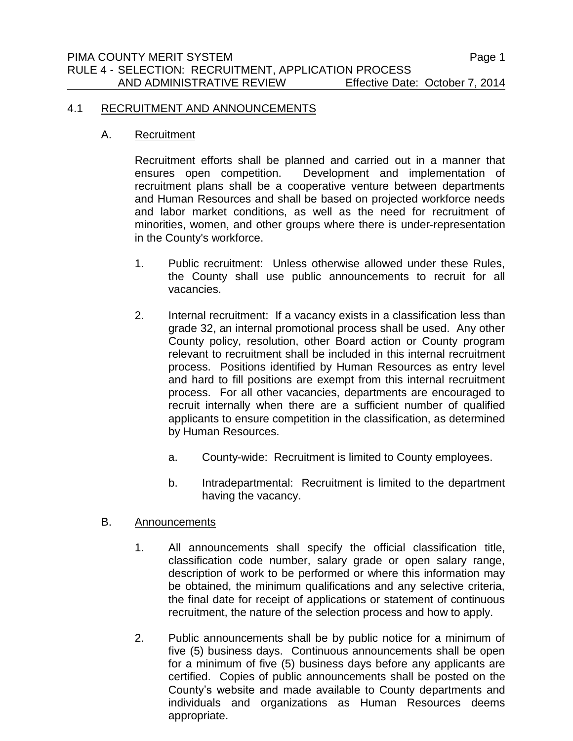## 4.1 RECRUITMENT AND ANNOUNCEMENTS

### A. Recruitment

Recruitment efforts shall be planned and carried out in a manner that ensures open competition. Development and implementation of recruitment plans shall be a cooperative venture between departments and Human Resources and shall be based on projected workforce needs and labor market conditions, as well as the need for recruitment of minorities, women, and other groups where there is under-representation in the County's workforce.

1. Public recruitment: Unless otherwise allowed under these Rules, the County shall use public announcements to recruit for all vacancies.

2. Internal recruitment: If a vacancy exists in a classification less than grade 32, an internal promotional process shall be used. Any other County policy, resolution, other Board action or County program relevant to recruitment shall be included in this internal recruitment process. Positions identified by Human Resources as entry level and hard to fill positions are exempt from this internal recruitment process. For all other vacancies, departments are encouraged to recruit internally when there are a sufficient number of qualified applicants to ensure competition in the classification, as determined by Human Resources.

    a. County-wide: Recruitment is limited to County employees.

    b. Intradepartmental: Recruitment is limited to the department having the vacancy.

### B. Announcements

1. All announcements shall specify the official classification title, classification code number, salary grade or open salary range, description of work to be performed or where this information may be obtained, the minimum qualifications and any selective criteria, the final date for receipt of applications or statement of continuous recruitment, the nature of the selection process and how to apply.

2. Public announcements shall be by public notice for a minimum of five (5) business days. Continuous announcements shall be open for a minimum of five (5) business days before any applicants are certified. Copies of public announcements shall be posted on the County's website and made available to County departments and individuals and organizations as Human Resources deems appropriate.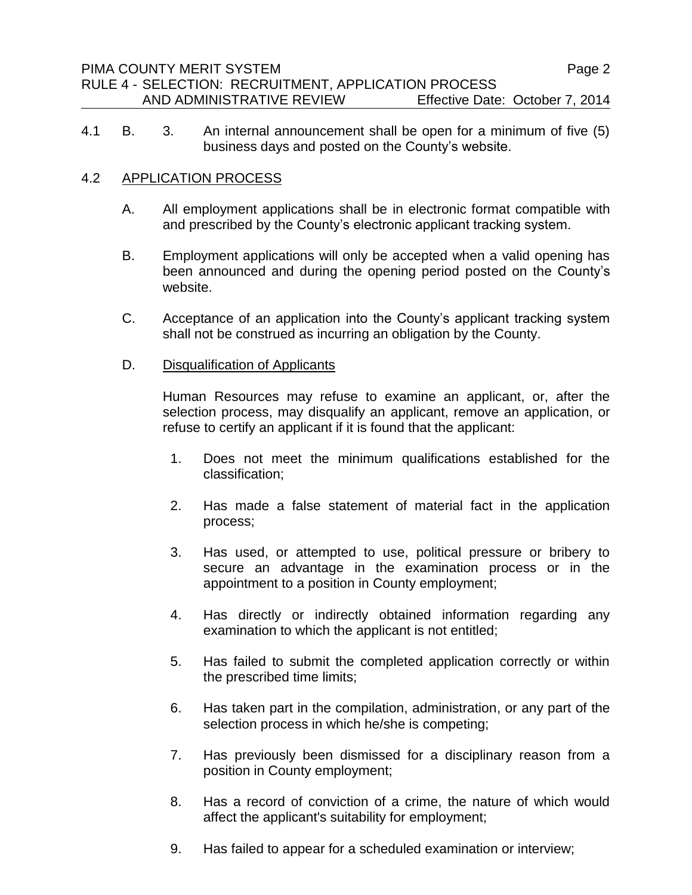4.1 B. 3. An internal announcement shall be open for a minimum of five (5) business days and posted on the County's website.

## 4.2 APPLICATION PROCESS

A. All employment applications shall be in electronic format compatible with and prescribed by the County's electronic applicant tracking system.

B. Employment applications will only be accepted when a valid opening has been announced and during the opening period posted on the County's website.

C. Acceptance of an application into the County's applicant tracking system shall not be construed as incurring an obligation by the County.

D. Disqualification of Applicants

Human Resources may refuse to examine an applicant, or, after the selection process, may disqualify an applicant, remove an application, or refuse to certify an applicant if it is found that the applicant:

1. Does not meet the minimum qualifications established for the classification;
2. Has made a false statement of material fact in the application process;
3. Has used, or attempted to use, political pressure or bribery to secure an advantage in the examination process or in the appointment to a position in County employment;
4. Has directly or indirectly obtained information regarding any examination to which the applicant is not entitled;
5. Has failed to submit the completed application correctly or within the prescribed time limits;
6. Has taken part in the compilation, administration, or any part of the selection process in which he/she is competing;
7. Has previously been dismissed for a disciplinary reason from a position in County employment;
8. Has a record of conviction of a crime, the nature of which would affect the applicant's suitability for employment;
9. Has failed to appear for a scheduled examination or interview;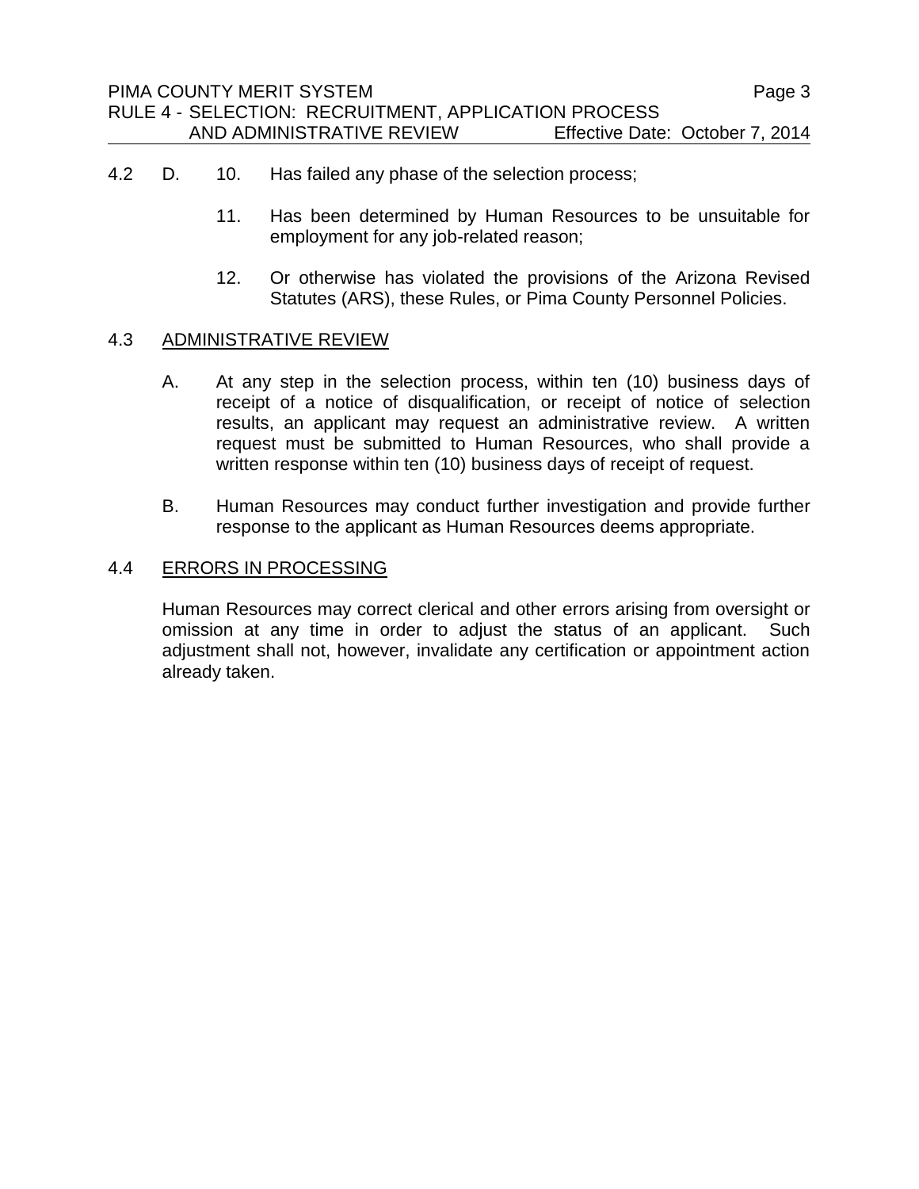4.2 D.

10. Has failed any phase of the selection process;

11. Has been determined by Human Resources to be unsuitable for employment for any job-related reason;

12. Or otherwise has violated the provisions of the Arizona Revised Statutes (ARS), these Rules, or Pima County Personnel Policies.

## 4.3 ADMINISTRATIVE REVIEW

A. At any step in the selection process, within ten (10) business days of receipt of a notice of disqualification, or receipt of notice of selection results, an applicant may request an administrative review. A written request must be submitted to Human Resources, who shall provide a written response within ten (10) business days of receipt of request.

B. Human Resources may conduct further investigation and provide further response to the applicant as Human Resources deems appropriate.

## 4.4 ERRORS IN PROCESSING

Human Resources may correct clerical and other errors arising from oversight or omission at any time in order to adjust the status of an applicant. Such adjustment shall not, however, invalidate any certification or appointment action already taken.